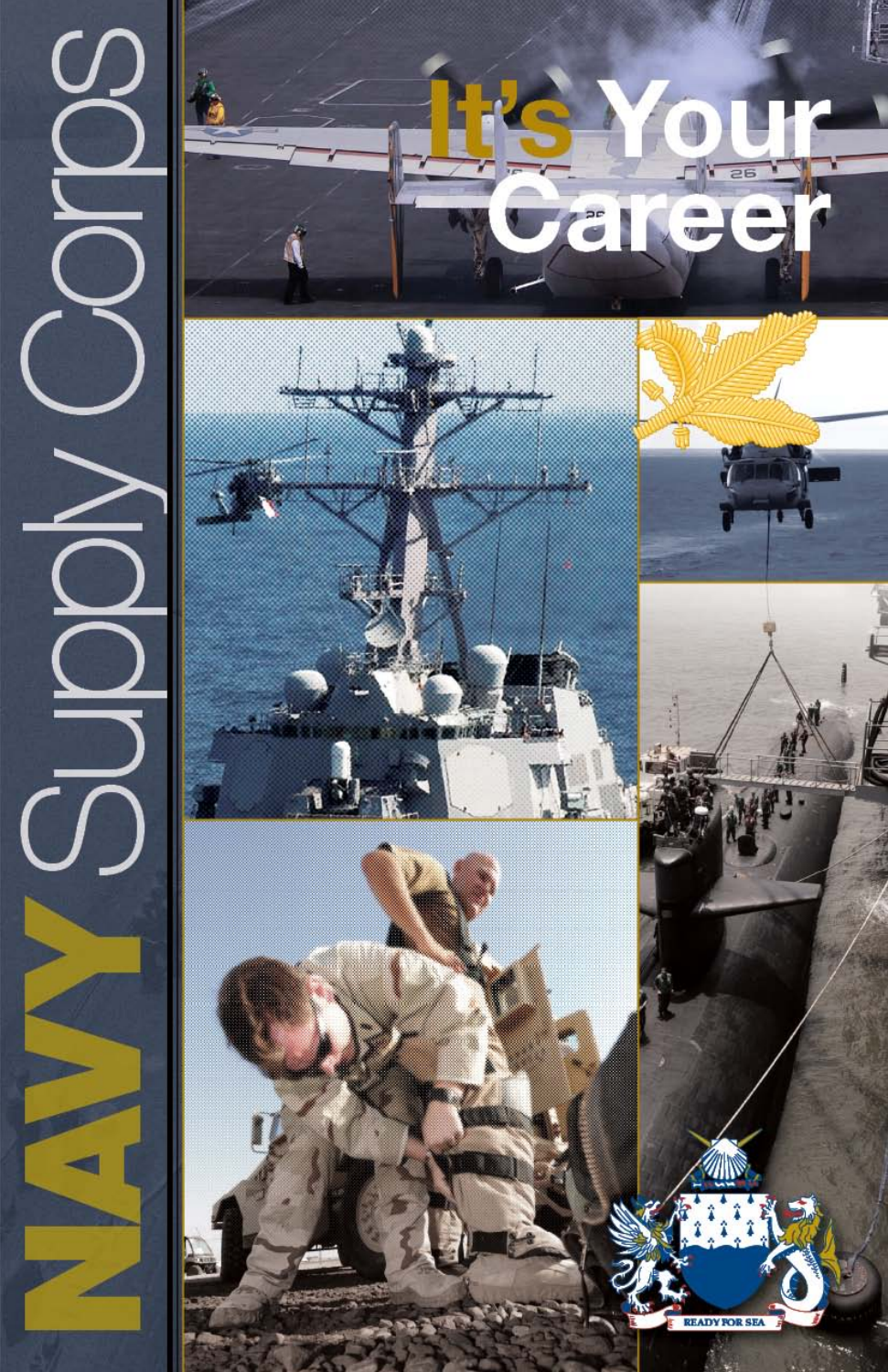# NAVY Supply Corps

# It's Your Career

READY FOR SEA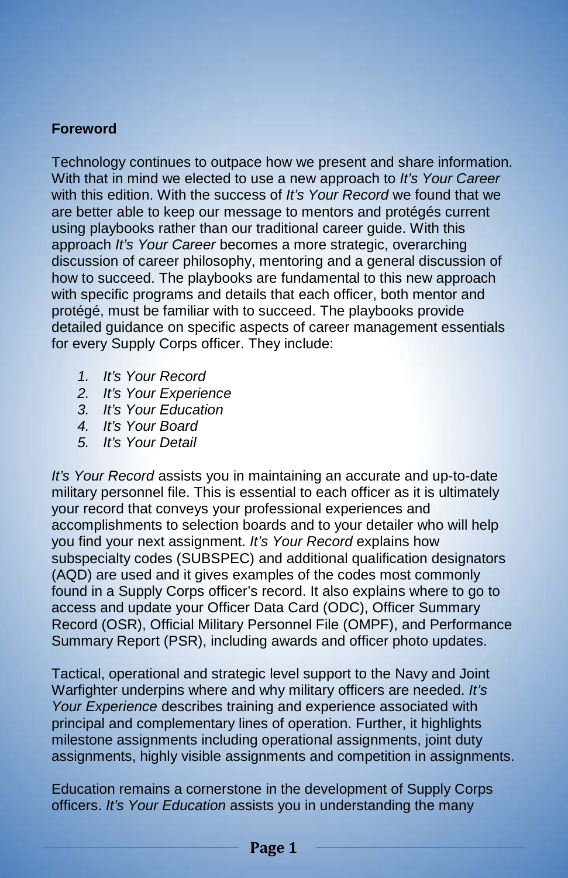## Foreword

Technology continues to outpace how we present and share information. With that in mind we elected to use a new approach to *It's Your Career* with this edition. With the success of *It's Your Record* we found that we are better able to keep our message to mentors and protégés current using playbooks rather than our traditional career guide. With this approach *It's Your Career* becomes a more strategic, overarching discussion of career philosophy, mentoring and a general discussion of how to succeed. The playbooks are fundamental to this new approach with specific programs and details that each officer, both mentor and protégé, must be familiar with to succeed. The playbooks provide detailed guidance on specific aspects of career management essentials for every Supply Corps officer. They include:

1. *It's Your Record*
2. *It's Your Experience*
3. *It's Your Education*
4. *It's Your Board*
5. *It's Your Detail*

*It's Your Record* assists you in maintaining an accurate and up-to-date military personnel file. This is essential to each officer as it is ultimately your record that conveys your professional experiences and accomplishments to selection boards and to your detailer who will help you find your next assignment. *It's Your Record* explains how subspecialty codes (SUBSPEC) and additional qualification designators (AQD) are used and it gives examples of the codes most commonly found in a Supply Corps officer's record. It also explains where to go to access and update your Officer Data Card (ODC), Officer Summary Record (OSR), Official Military Personnel File (OMPF), and Performance Summary Report (PSR), including awards and officer photo updates.

Tactical, operational and strategic level support to the Navy and Joint Warfighter underpins where and why military officers are needed. *It's Your Experience* describes training and experience associated with principal and complementary lines of operation. Further, it highlights milestone assignments including operational assignments, joint duty assignments, highly visible assignments and competition in assignments.

Education remains a cornerstone in the development of Supply Corps officers. *It's Your Education* assists you in understanding the many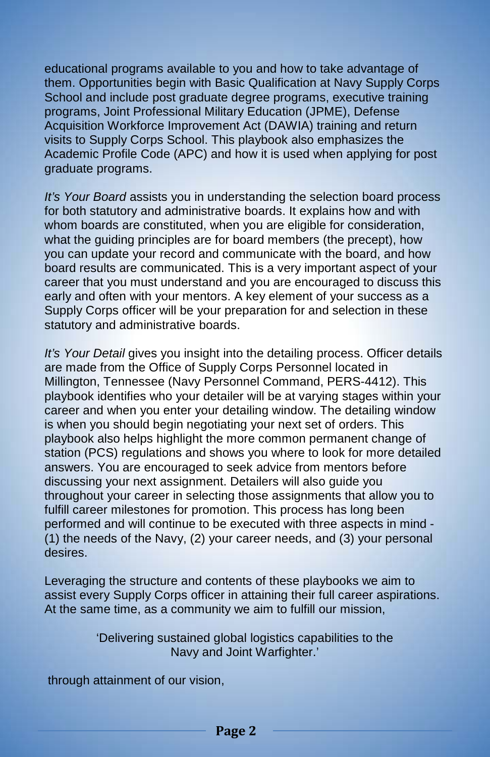educational programs available to you and how to take advantage of them. Opportunities begin with Basic Qualification at Navy Supply Corps School and include post graduate degree programs, executive training programs, Joint Professional Military Education (JPME), Defense Acquisition Workforce Improvement Act (DAWIA) training and return visits to Supply Corps School. This playbook also emphasizes the Academic Profile Code (APC) and how it is used when applying for post graduate programs.

*It's Your Board* assists you in understanding the selection board process for both statutory and administrative boards. It explains how and with whom boards are constituted, when you are eligible for consideration, what the guiding principles are for board members (the precept), how you can update your record and communicate with the board, and how board results are communicated. This is a very important aspect of your career that you must understand and you are encouraged to discuss this early and often with your mentors. A key element of your success as a Supply Corps officer will be your preparation for and selection in these statutory and administrative boards.

*It's Your Detail* gives you insight into the detailing process. Officer details are made from the Office of Supply Corps Personnel located in Millington, Tennessee (Navy Personnel Command, PERS-4412). This playbook identifies who your detailer will be at varying stages within your career and when you enter your detailing window. The detailing window is when you should begin negotiating your next set of orders. This playbook also helps highlight the more common permanent change of station (PCS) regulations and shows you where to look for more detailed answers. You are encouraged to seek advice from mentors before discussing your next assignment. Detailers will also guide you throughout your career in selecting those assignments that allow you to fulfill career milestones for promotion. This process has long been performed and will continue to be executed with three aspects in mind - (1) the needs of the Navy, (2) your career needs, and (3) your personal desires.

Leveraging the structure and contents of these playbooks we aim to assist every Supply Corps officer in attaining their full career aspirations. At the same time, as a community we aim to fulfill our mission,

> 'Delivering sustained global logistics capabilities to the Navy and Joint Warfighter.'

through attainment of our vision,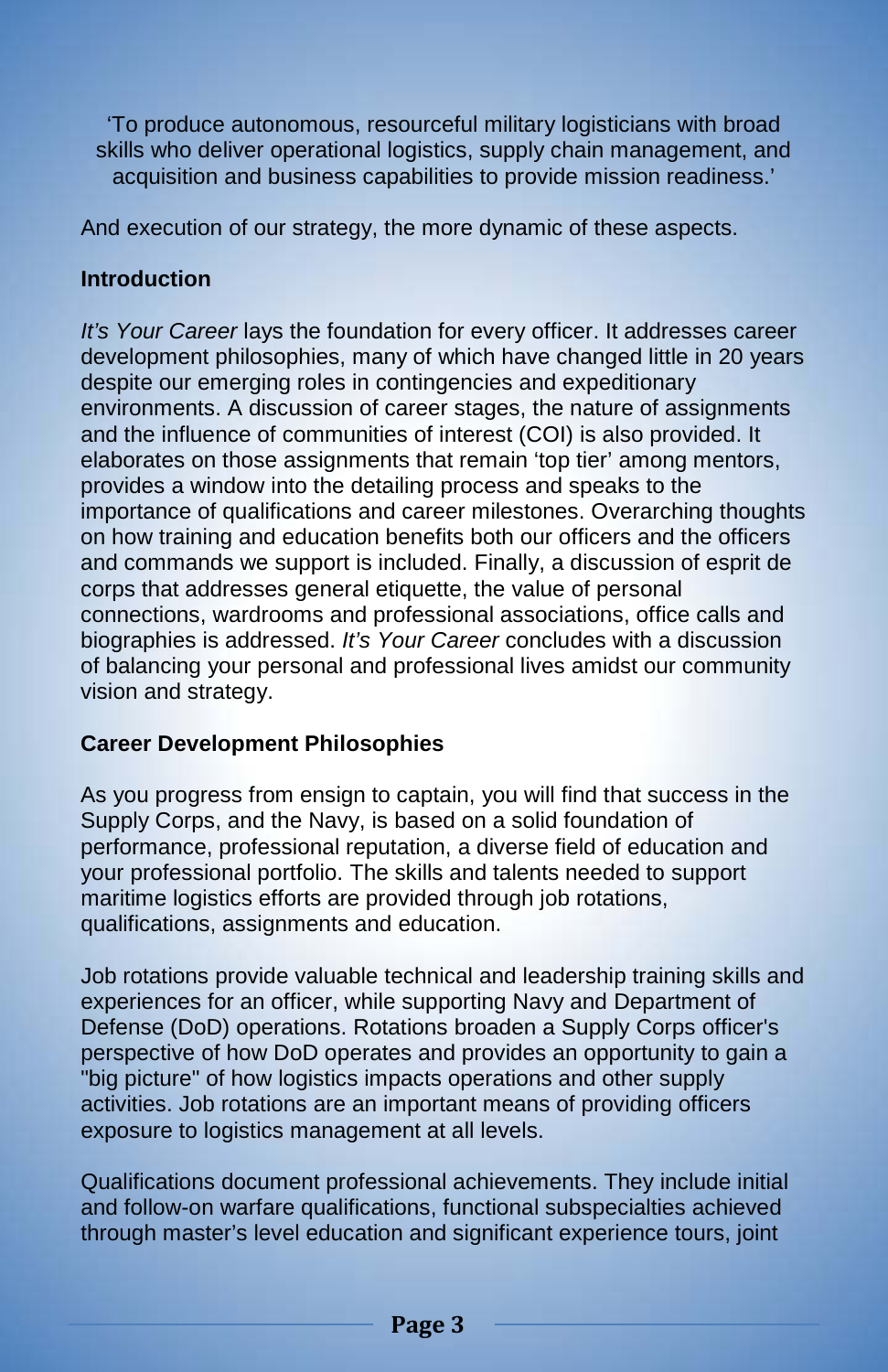'To produce autonomous, resourceful military logisticians with broad skills who deliver operational logistics, supply chain management, and acquisition and business capabilities to provide mission readiness.'

And execution of our strategy, the more dynamic of these aspects.

**Introduction**

*It's Your Career* lays the foundation for every officer. It addresses career development philosophies, many of which have changed little in 20 years despite our emerging roles in contingencies and expeditionary environments. A discussion of career stages, the nature of assignments and the influence of communities of interest (COI) is also provided. It elaborates on those assignments that remain 'top tier' among mentors, provides a window into the detailing process and speaks to the importance of qualifications and career milestones. Overarching thoughts on how training and education benefits both our officers and the officers and commands we support is included. Finally, a discussion of esprit de corps that addresses general etiquette, the value of personal connections, wardrooms and professional associations, office calls and biographies is addressed. *It's Your Career* concludes with a discussion of balancing your personal and professional lives amidst our community vision and strategy.

**Career Development Philosophies**

As you progress from ensign to captain, you will find that success in the Supply Corps, and the Navy, is based on a solid foundation of performance, professional reputation, a diverse field of education and your professional portfolio. The skills and talents needed to support maritime logistics efforts are provided through job rotations, qualifications, assignments and education.

Job rotations provide valuable technical and leadership training skills and experiences for an officer, while supporting Navy and Department of Defense (DoD) operations. Rotations broaden a Supply Corps officer's perspective of how DoD operates and provides an opportunity to gain a "big picture" of how logistics impacts operations and other supply activities. Job rotations are an important means of providing officers exposure to logistics management at all levels.

Qualifications document professional achievements. They include initial and follow-on warfare qualifications, functional subspecialties achieved through master's level education and significant experience tours, joint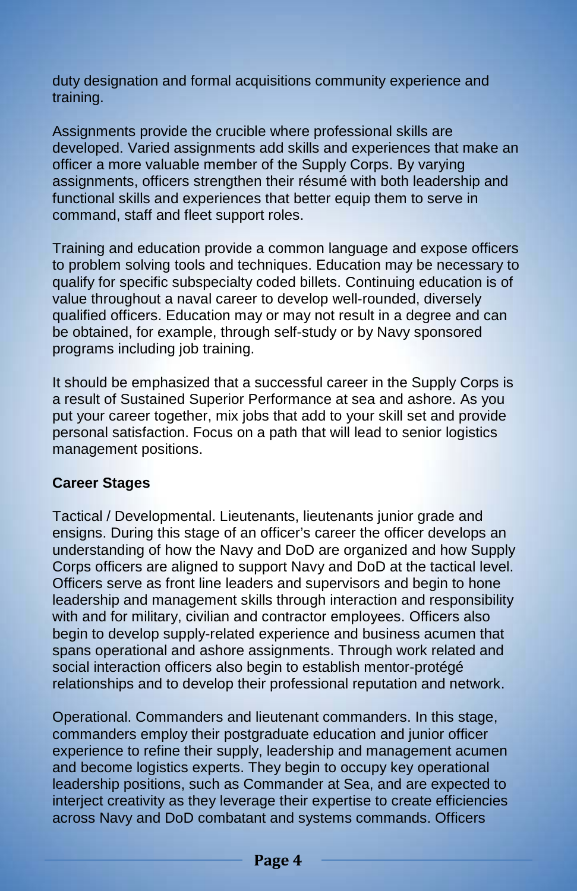duty designation and formal acquisitions community experience and training.

Assignments provide the crucible where professional skills are developed. Varied assignments add skills and experiences that make an officer a more valuable member of the Supply Corps. By varying assignments, officers strengthen their résumé with both leadership and functional skills and experiences that better equip them to serve in command, staff and fleet support roles.

Training and education provide a common language and expose officers to problem solving tools and techniques. Education may be necessary to qualify for specific subspecialty coded billets. Continuing education is of value throughout a naval career to develop well-rounded, diversely qualified officers. Education may or may not result in a degree and can be obtained, for example, through self-study or by Navy sponsored programs including job training.

It should be emphasized that a successful career in the Supply Corps is a result of Sustained Superior Performance at sea and ashore. As you put your career together, mix jobs that add to your skill set and provide personal satisfaction. Focus on a path that will lead to senior logistics management positions.

**Career Stages**

Tactical / Developmental. Lieutenants, lieutenants junior grade and ensigns. During this stage of an officer's career the officer develops an understanding of how the Navy and DoD are organized and how Supply Corps officers are aligned to support Navy and DoD at the tactical level. Officers serve as front line leaders and supervisors and begin to hone leadership and management skills through interaction and responsibility with and for military, civilian and contractor employees. Officers also begin to develop supply-related experience and business acumen that spans operational and ashore assignments. Through work related and social interaction officers also begin to establish mentor-protégé relationships and to develop their professional reputation and network.

Operational. Commanders and lieutenant commanders. In this stage, commanders employ their postgraduate education and junior officer experience to refine their supply, leadership and management acumen and become logistics experts. They begin to occupy key operational leadership positions, such as Commander at Sea, and are expected to interject creativity as they leverage their expertise to create efficiencies across Navy and DoD combatant and systems commands. Officers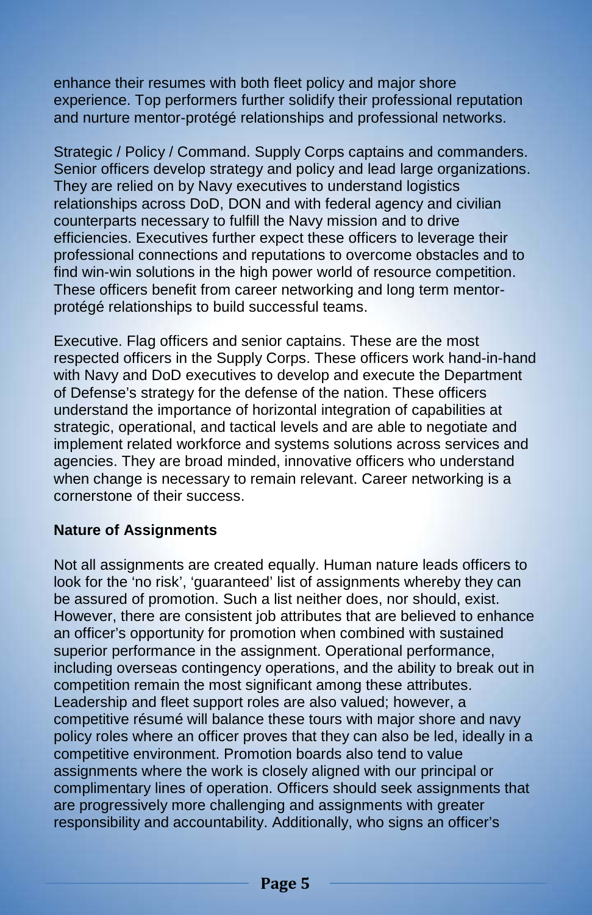enhance their resumes with both fleet policy and major shore experience. Top performers further solidify their professional reputation and nurture mentor-protégé relationships and professional networks.

Strategic / Policy / Command. Supply Corps captains and commanders. Senior officers develop strategy and policy and lead large organizations. They are relied on by Navy executives to understand logistics relationships across DoD, DON and with federal agency and civilian counterparts necessary to fulfill the Navy mission and to drive efficiencies. Executives further expect these officers to leverage their professional connections and reputations to overcome obstacles and to find win-win solutions in the high power world of resource competition. These officers benefit from career networking and long term mentor-protégé relationships to build successful teams.

Executive. Flag officers and senior captains. These are the most respected officers in the Supply Corps. These officers work hand-in-hand with Navy and DoD executives to develop and execute the Department of Defense's strategy for the defense of the nation. These officers understand the importance of horizontal integration of capabilities at strategic, operational, and tactical levels and are able to negotiate and implement related workforce and systems solutions across services and agencies. They are broad minded, innovative officers who understand when change is necessary to remain relevant. Career networking is a cornerstone of their success.

**Nature of Assignments**

Not all assignments are created equally. Human nature leads officers to look for the 'no risk', 'guaranteed' list of assignments whereby they can be assured of promotion. Such a list neither does, nor should, exist. However, there are consistent job attributes that are believed to enhance an officer's opportunity for promotion when combined with sustained superior performance in the assignment. Operational performance, including overseas contingency operations, and the ability to break out in competition remain the most significant among these attributes. Leadership and fleet support roles are also valued; however, a competitive résumé will balance these tours with major shore and navy policy roles where an officer proves that they can also be led, ideally in a competitive environment. Promotion boards also tend to value assignments where the work is closely aligned with our principal or complimentary lines of operation. Officers should seek assignments that are progressively more challenging and assignments with greater responsibility and accountability. Additionally, who signs an officer's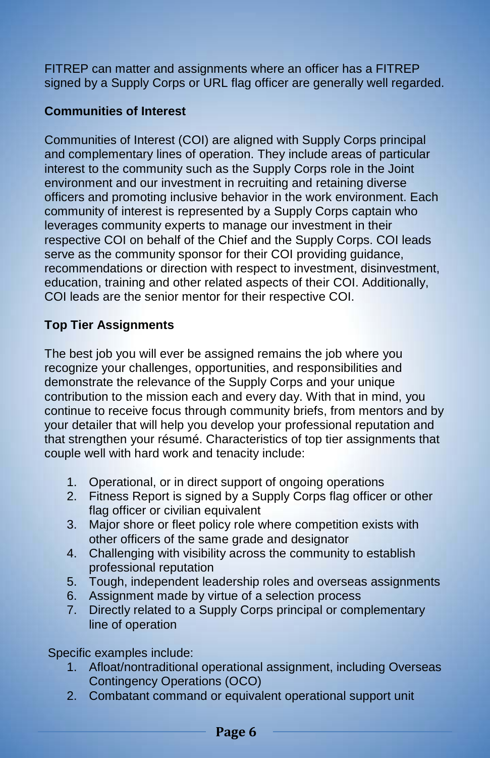FITREP can matter and assignments where an officer has a FITREP signed by a Supply Corps or URL flag officer are generally well regarded.

**Communities of Interest**

Communities of Interest (COI) are aligned with Supply Corps principal and complementary lines of operation. They include areas of particular interest to the community such as the Supply Corps role in the Joint environment and our investment in recruiting and retaining diverse officers and promoting inclusive behavior in the work environment. Each community of interest is represented by a Supply Corps captain who leverages community experts to manage our investment in their respective COI on behalf of the Chief and the Supply Corps. COI leads serve as the community sponsor for their COI providing guidance, recommendations or direction with respect to investment, disinvestment, education, training and other related aspects of their COI. Additionally, COI leads are the senior mentor for their respective COI.

**Top Tier Assignments**

The best job you will ever be assigned remains the job where you recognize your challenges, opportunities, and responsibilities and demonstrate the relevance of the Supply Corps and your unique contribution to the mission each and every day. With that in mind, you continue to receive focus through community briefs, from mentors and by your detailer that will help you develop your professional reputation and that strengthen your résumé. Characteristics of top tier assignments that couple well with hard work and tenacity include:

1. Operational, or in direct support of ongoing operations
2. Fitness Report is signed by a Supply Corps flag officer or other flag officer or civilian equivalent
3. Major shore or fleet policy role where competition exists with other officers of the same grade and designator
4. Challenging with visibility across the community to establish professional reputation
5. Tough, independent leadership roles and overseas assignments
6. Assignment made by virtue of a selection process
7. Directly related to a Supply Corps principal or complementary line of operation

Specific examples include:

1. Afloat/nontraditional operational assignment, including Overseas Contingency Operations (OCO)
2. Combatant command or equivalent operational support unit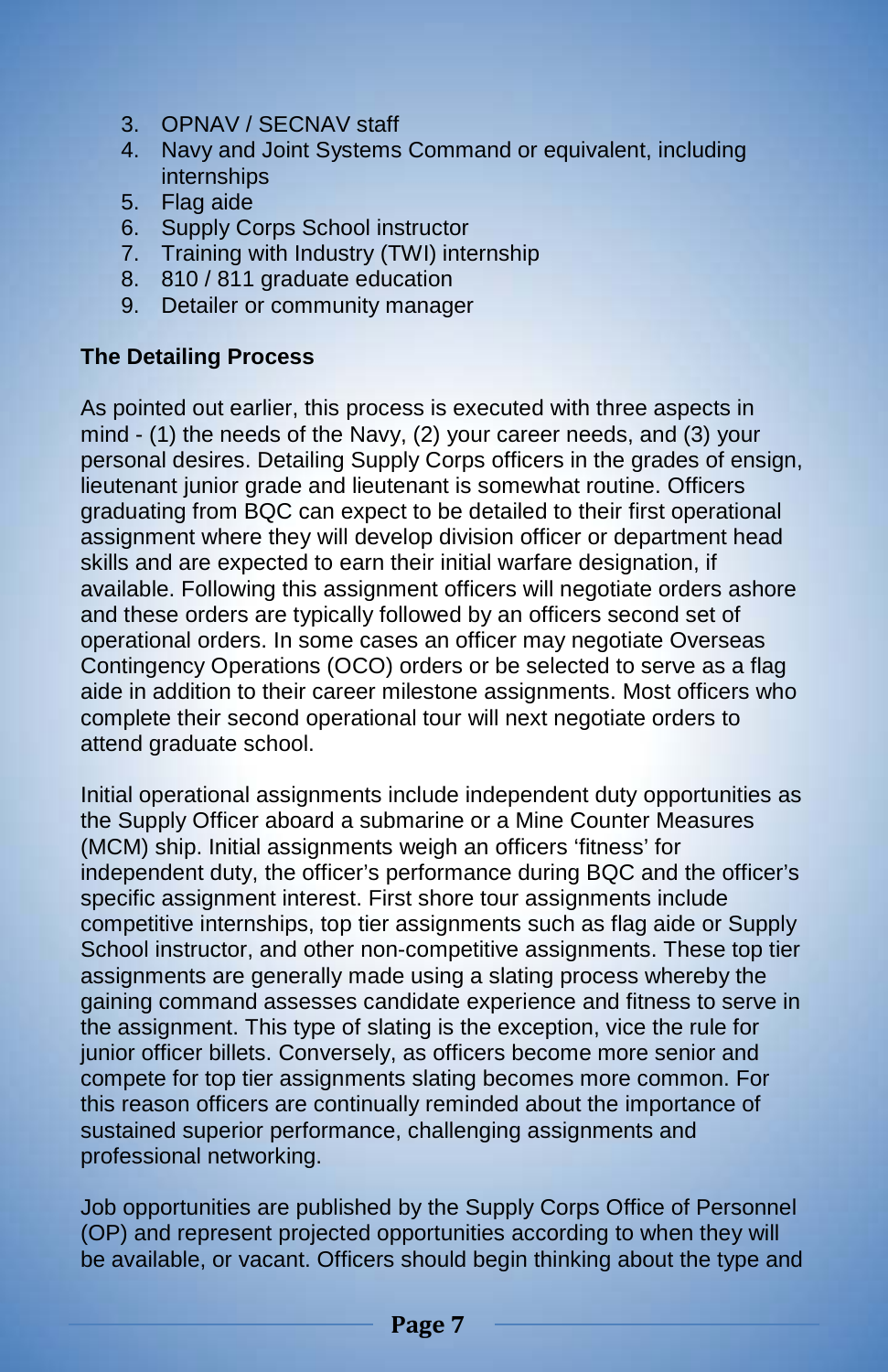3. OPNAV / SECNAV staff
4. Navy and Joint Systems Command or equivalent, including internships
5. Flag aide
6. Supply Corps School instructor
7. Training with Industry (TWI) internship
8. 810 / 811 graduate education
9. Detailer or community manager

**The Detailing Process**

As pointed out earlier, this process is executed with three aspects in mind - (1) the needs of the Navy, (2) your career needs, and (3) your personal desires. Detailing Supply Corps officers in the grades of ensign, lieutenant junior grade and lieutenant is somewhat routine. Officers graduating from BQC can expect to be detailed to their first operational assignment where they will develop division officer or department head skills and are expected to earn their initial warfare designation, if available. Following this assignment officers will negotiate orders ashore and these orders are typically followed by an officers second set of operational orders. In some cases an officer may negotiate Overseas Contingency Operations (OCO) orders or be selected to serve as a flag aide in addition to their career milestone assignments. Most officers who complete their second operational tour will next negotiate orders to attend graduate school.

Initial operational assignments include independent duty opportunities as the Supply Officer aboard a submarine or a Mine Counter Measures (MCM) ship. Initial assignments weigh an officers 'fitness' for independent duty, the officer's performance during BQC and the officer's specific assignment interest. First shore tour assignments include competitive internships, top tier assignments such as flag aide or Supply School instructor, and other non-competitive assignments. These top tier assignments are generally made using a slating process whereby the gaining command assesses candidate experience and fitness to serve in the assignment. This type of slating is the exception, vice the rule for junior officer billets. Conversely, as officers become more senior and compete for top tier assignments slating becomes more common. For this reason officers are continually reminded about the importance of sustained superior performance, challenging assignments and professional networking.

Job opportunities are published by the Supply Corps Office of Personnel (OP) and represent projected opportunities according to when they will be available, or vacant. Officers should begin thinking about the type and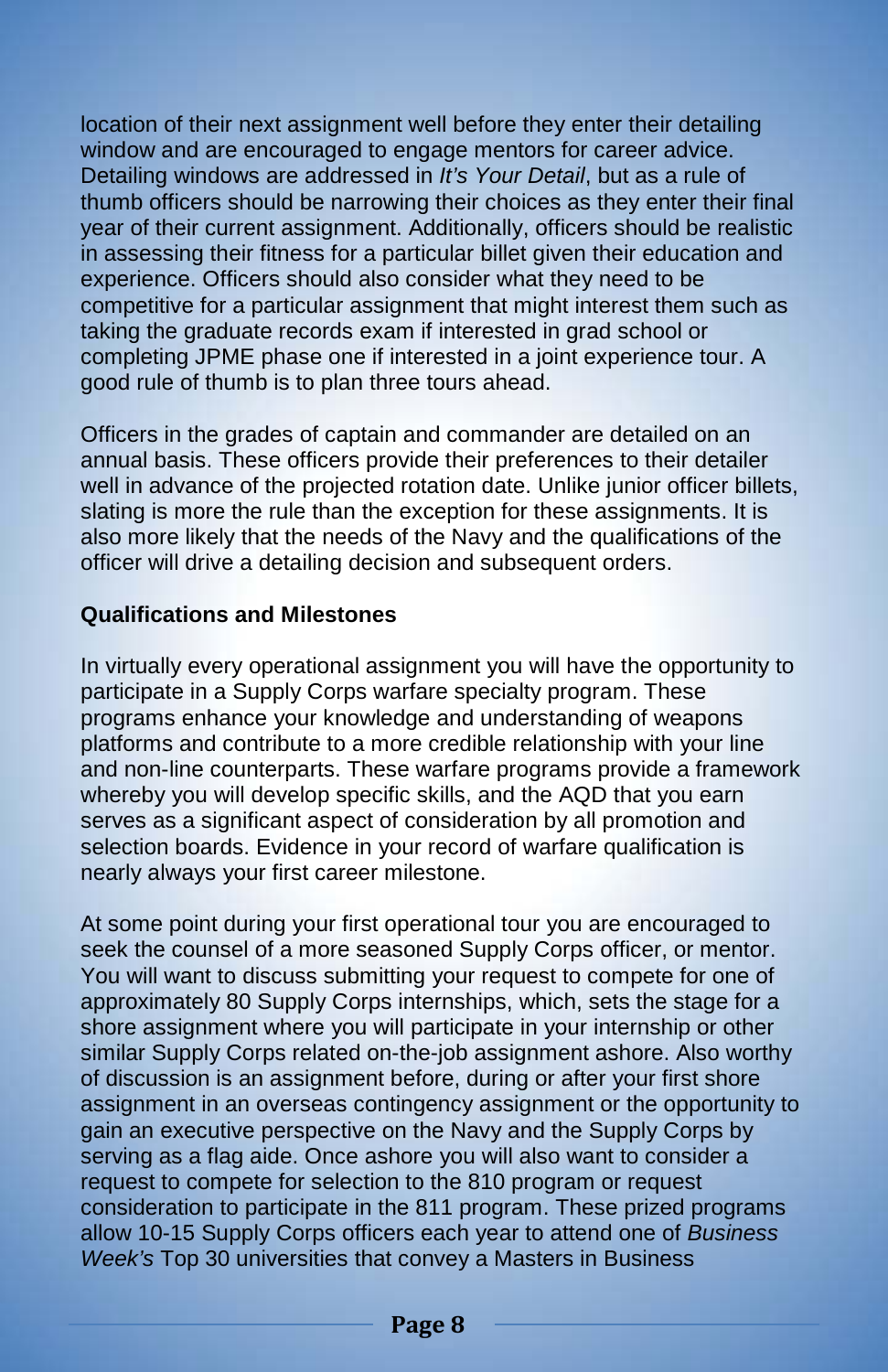location of their next assignment well before they enter their detailing window and are encouraged to engage mentors for career advice. Detailing windows are addressed in *It's Your Detail*, but as a rule of thumb officers should be narrowing their choices as they enter their final year of their current assignment. Additionally, officers should be realistic in assessing their fitness for a particular billet given their education and experience. Officers should also consider what they need to be competitive for a particular assignment that might interest them such as taking the graduate records exam if interested in grad school or completing JPME phase one if interested in a joint experience tour. A good rule of thumb is to plan three tours ahead.

Officers in the grades of captain and commander are detailed on an annual basis. These officers provide their preferences to their detailer well in advance of the projected rotation date. Unlike junior officer billets, slating is more the rule than the exception for these assignments. It is also more likely that the needs of the Navy and the qualifications of the officer will drive a detailing decision and subsequent orders.

**Qualifications and Milestones**

In virtually every operational assignment you will have the opportunity to participate in a Supply Corps warfare specialty program. These programs enhance your knowledge and understanding of weapons platforms and contribute to a more credible relationship with your line and non-line counterparts. These warfare programs provide a framework whereby you will develop specific skills, and the AQD that you earn serves as a significant aspect of consideration by all promotion and selection boards. Evidence in your record of warfare qualification is nearly always your first career milestone.

At some point during your first operational tour you are encouraged to seek the counsel of a more seasoned Supply Corps officer, or mentor. You will want to discuss submitting your request to compete for one of approximately 80 Supply Corps internships, which, sets the stage for a shore assignment where you will participate in your internship or other similar Supply Corps related on-the-job assignment ashore. Also worthy of discussion is an assignment before, during or after your first shore assignment in an overseas contingency assignment or the opportunity to gain an executive perspective on the Navy and the Supply Corps by serving as a flag aide. Once ashore you will also want to consider a request to compete for selection to the 810 program or request consideration to participate in the 811 program. These prized programs allow 10-15 Supply Corps officers each year to attend one of *Business Week's* Top 30 universities that convey a Masters in Business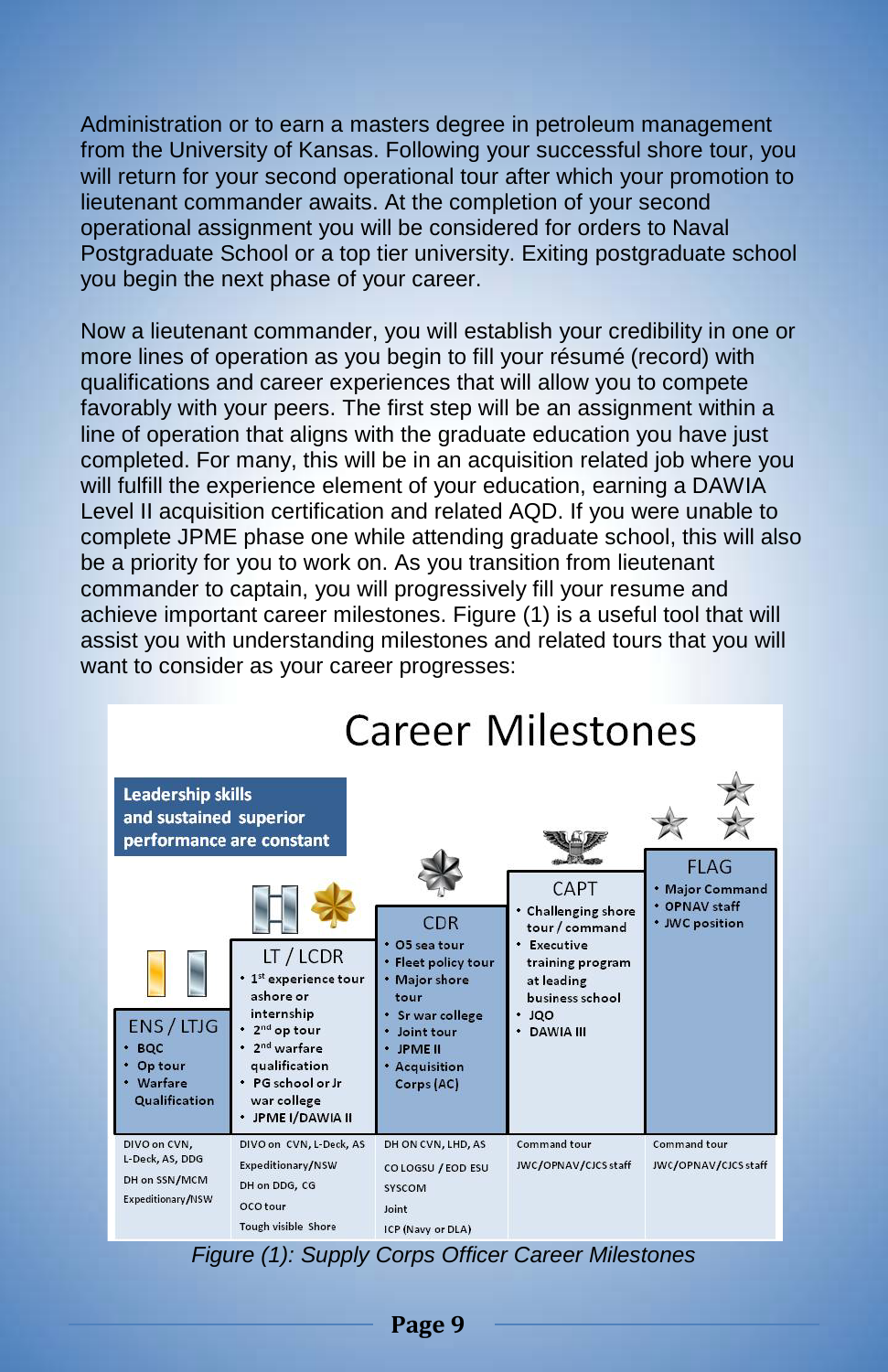Administration or to earn a masters degree in petroleum management from the University of Kansas. Following your successful shore tour, you will return for your second operational tour after which your promotion to lieutenant commander awaits. At the completion of your second operational assignment you will be considered for orders to Naval Postgraduate School or a top tier university. Exiting postgraduate school you begin the next phase of your career.

Now a lieutenant commander, you will establish your credibility in one or more lines of operation as you begin to fill your résumé (record) with qualifications and career experiences that will allow you to compete favorably with your peers. The first step will be an assignment within a line of operation that aligns with the graduate education you have just completed. For many, this will be in an acquisition related job where you will fulfill the experience element of your education, earning a DAWIA Level II acquisition certification and related AQD. If you were unable to complete JPME phase one while attending graduate school, this will also be a priority for you to work on. As you transition from lieutenant commander to captain, you will progressively fill your resume and achieve important career milestones. Figure (1) is a useful tool that will assist you with understanding milestones and related tours that you will want to consider as your career progresses:

## Career Milestones

**Leadership skills and sustained superior performance are constant**

| ENS / LTJG | LT / LCDR | CDR | CAPT | FLAG |
|---|---|---|---|---|
| • BQC<br>• Op tour<br>• Warfare Qualification | • 1st experience tour ashore or internship<br>• 2nd op tour<br>• 2nd warfare qualification<br>• PG school or Jr war college<br>• JPME I/DAWIA II | • O5 sea tour<br>• Fleet policy tour<br>• Major shore tour<br>• Sr war college<br>• Joint tour<br>• JPME II<br>• Acquisition Corps (AC) | • Challenging shore tour / command<br>• Executive training program at leading business school<br>• JQO<br>• DAWIA III | • Major Command<br>• OPNAV staff<br>• JWC position |
| DIVO on CVN, L-Deck, AS, DDG<br>DH on SSN/MCM<br>Expeditionary/NSW | DIVO on CVN, L-Deck, AS<br>Expeditionary/NSW<br>DH on DDG, CG<br>OCO tour<br>Tough visible Shore | DH ON CVN, LHD, AS<br>CO LOGSU / EOD ESU<br>SYSCOM<br>Joint<br>ICP (Navy or DLA) | Command tour<br>JWC/OPNAV/CJCS staff | Command tour<br>JWC/OPNAV/CJCS staff |

*Figure (1): Supply Corps Officer Career Milestones*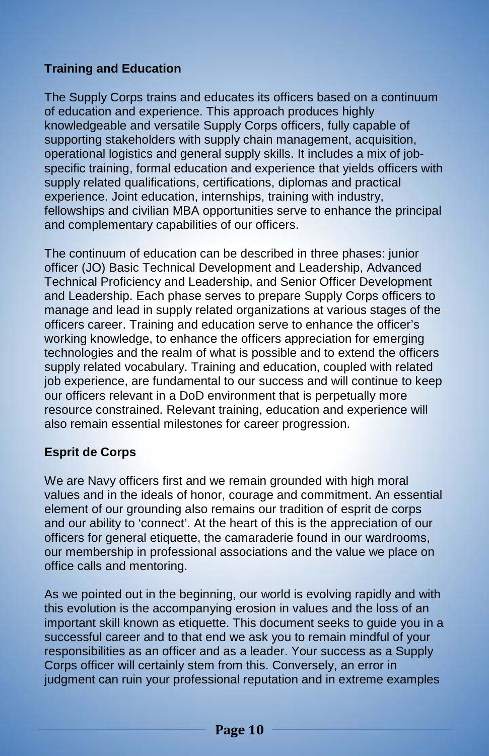**Training and Education**

The Supply Corps trains and educates its officers based on a continuum of education and experience. This approach produces highly knowledgeable and versatile Supply Corps officers, fully capable of supporting stakeholders with supply chain management, acquisition, operational logistics and general supply skills. It includes a mix of job-specific training, formal education and experience that yields officers with supply related qualifications, certifications, diplomas and practical experience. Joint education, internships, training with industry, fellowships and civilian MBA opportunities serve to enhance the principal and complementary capabilities of our officers.

The continuum of education can be described in three phases: junior officer (JO) Basic Technical Development and Leadership, Advanced Technical Proficiency and Leadership, and Senior Officer Development and Leadership. Each phase serves to prepare Supply Corps officers to manage and lead in supply related organizations at various stages of the officers career. Training and education serve to enhance the officer's working knowledge, to enhance the officers appreciation for emerging technologies and the realm of what is possible and to extend the officers supply related vocabulary. Training and education, coupled with related job experience, are fundamental to our success and will continue to keep our officers relevant in a DoD environment that is perpetually more resource constrained. Relevant training, education and experience will also remain essential milestones for career progression.

**Esprit de Corps**

We are Navy officers first and we remain grounded with high moral values and in the ideals of honor, courage and commitment. An essential element of our grounding also remains our tradition of esprit de corps and our ability to 'connect'. At the heart of this is the appreciation of our officers for general etiquette, the camaraderie found in our wardrooms, our membership in professional associations and the value we place on office calls and mentoring.

As we pointed out in the beginning, our world is evolving rapidly and with this evolution is the accompanying erosion in values and the loss of an important skill known as etiquette. This document seeks to guide you in a successful career and to that end we ask you to remain mindful of your responsibilities as an officer and as a leader. Your success as a Supply Corps officer will certainly stem from this. Conversely, an error in judgment can ruin your professional reputation and in extreme examples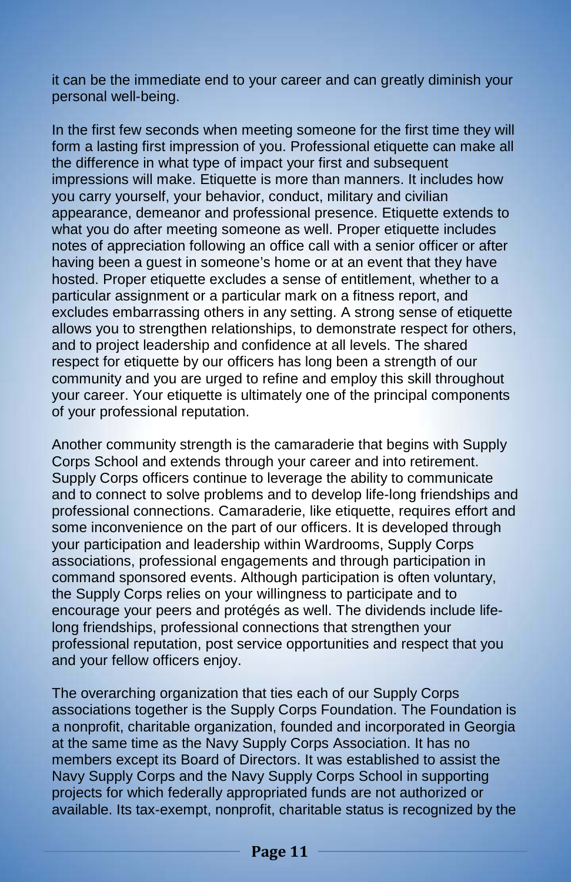it can be the immediate end to your career and can greatly diminish your personal well-being.

In the first few seconds when meeting someone for the first time they will form a lasting first impression of you. Professional etiquette can make all the difference in what type of impact your first and subsequent impressions will make. Etiquette is more than manners. It includes how you carry yourself, your behavior, conduct, military and civilian appearance, demeanor and professional presence. Etiquette extends to what you do after meeting someone as well. Proper etiquette includes notes of appreciation following an office call with a senior officer or after having been a guest in someone's home or at an event that they have hosted. Proper etiquette excludes a sense of entitlement, whether to a particular assignment or a particular mark on a fitness report, and excludes embarrassing others in any setting. A strong sense of etiquette allows you to strengthen relationships, to demonstrate respect for others, and to project leadership and confidence at all levels. The shared respect for etiquette by our officers has long been a strength of our community and you are urged to refine and employ this skill throughout your career. Your etiquette is ultimately one of the principal components of your professional reputation.

Another community strength is the camaraderie that begins with Supply Corps School and extends through your career and into retirement. Supply Corps officers continue to leverage the ability to communicate and to connect to solve problems and to develop life-long friendships and professional connections. Camaraderie, like etiquette, requires effort and some inconvenience on the part of our officers. It is developed through your participation and leadership within Wardrooms, Supply Corps associations, professional engagements and through participation in command sponsored events. Although participation is often voluntary, the Supply Corps relies on your willingness to participate and to encourage your peers and protégés as well. The dividends include life-long friendships, professional connections that strengthen your professional reputation, post service opportunities and respect that you and your fellow officers enjoy.

The overarching organization that ties each of our Supply Corps associations together is the Supply Corps Foundation. The Foundation is a nonprofit, charitable organization, founded and incorporated in Georgia at the same time as the Navy Supply Corps Association. It has no members except its Board of Directors. It was established to assist the Navy Supply Corps and the Navy Supply Corps School in supporting projects for which federally appropriated funds are not authorized or available. Its tax-exempt, nonprofit, charitable status is recognized by the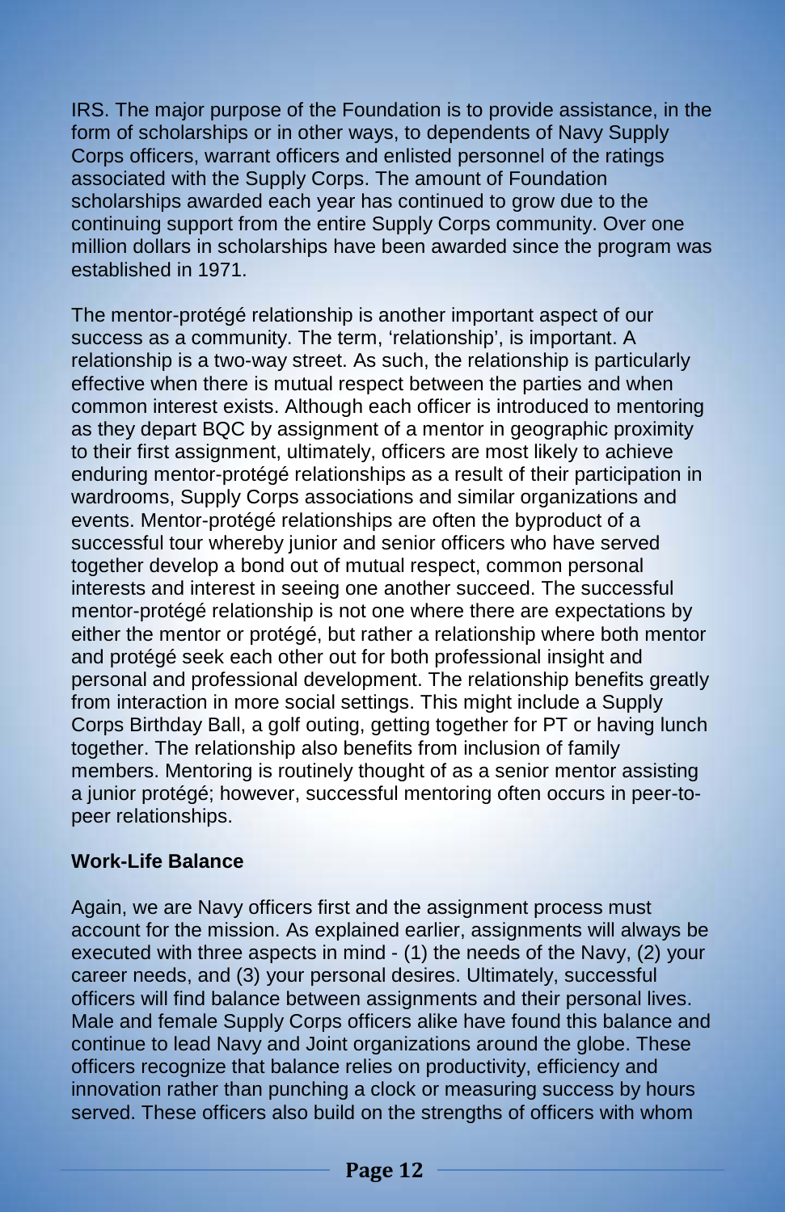IRS. The major purpose of the Foundation is to provide assistance, in the form of scholarships or in other ways, to dependents of Navy Supply Corps officers, warrant officers and enlisted personnel of the ratings associated with the Supply Corps. The amount of Foundation scholarships awarded each year has continued to grow due to the continuing support from the entire Supply Corps community. Over one million dollars in scholarships have been awarded since the program was established in 1971.

The mentor-protégé relationship is another important aspect of our success as a community. The term, 'relationship', is important. A relationship is a two-way street. As such, the relationship is particularly effective when there is mutual respect between the parties and when common interest exists. Although each officer is introduced to mentoring as they depart BQC by assignment of a mentor in geographic proximity to their first assignment, ultimately, officers are most likely to achieve enduring mentor-protégé relationships as a result of their participation in wardrooms, Supply Corps associations and similar organizations and events. Mentor-protégé relationships are often the byproduct of a successful tour whereby junior and senior officers who have served together develop a bond out of mutual respect, common personal interests and interest in seeing one another succeed. The successful mentor-protégé relationship is not one where there are expectations by either the mentor or protégé, but rather a relationship where both mentor and protégé seek each other out for both professional insight and personal and professional development. The relationship benefits greatly from interaction in more social settings. This might include a Supply Corps Birthday Ball, a golf outing, getting together for PT or having lunch together. The relationship also benefits from inclusion of family members. Mentoring is routinely thought of as a senior mentor assisting a junior protégé; however, successful mentoring often occurs in peer-to-peer relationships.

**Work-Life Balance**

Again, we are Navy officers first and the assignment process must account for the mission. As explained earlier, assignments will always be executed with three aspects in mind - (1) the needs of the Navy, (2) your career needs, and (3) your personal desires. Ultimately, successful officers will find balance between assignments and their personal lives. Male and female Supply Corps officers alike have found this balance and continue to lead Navy and Joint organizations around the globe. These officers recognize that balance relies on productivity, efficiency and innovation rather than punching a clock or measuring success by hours served. These officers also build on the strengths of officers with whom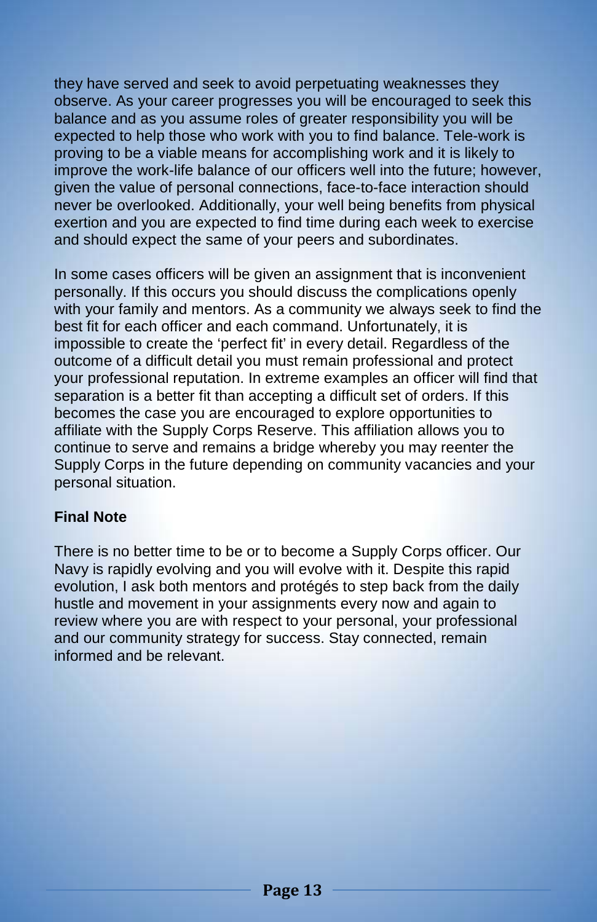they have served and seek to avoid perpetuating weaknesses they observe. As your career progresses you will be encouraged to seek this balance and as you assume roles of greater responsibility you will be expected to help those who work with you to find balance. Tele-work is proving to be a viable means for accomplishing work and it is likely to improve the work-life balance of our officers well into the future; however, given the value of personal connections, face-to-face interaction should never be overlooked. Additionally, your well being benefits from physical exertion and you are expected to find time during each week to exercise and should expect the same of your peers and subordinates.

In some cases officers will be given an assignment that is inconvenient personally. If this occurs you should discuss the complications openly with your family and mentors. As a community we always seek to find the best fit for each officer and each command. Unfortunately, it is impossible to create the 'perfect fit' in every detail. Regardless of the outcome of a difficult detail you must remain professional and protect your professional reputation. In extreme examples an officer will find that separation is a better fit than accepting a difficult set of orders. If this becomes the case you are encouraged to explore opportunities to affiliate with the Supply Corps Reserve. This affiliation allows you to continue to serve and remains a bridge whereby you may reenter the Supply Corps in the future depending on community vacancies and your personal situation.

**Final Note**

There is no better time to be or to become a Supply Corps officer. Our Navy is rapidly evolving and you will evolve with it. Despite this rapid evolution, I ask both mentors and protégés to step back from the daily hustle and movement in your assignments every now and again to review where you are with respect to your personal, your professional and our community strategy for success. Stay connected, remain informed and be relevant.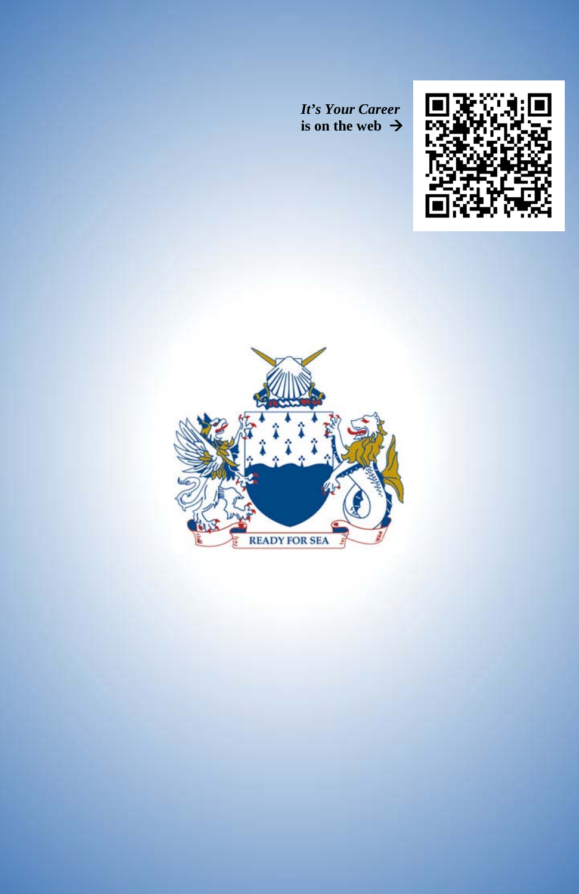*It's Your Career*
**is on the web →**

READY FOR SEA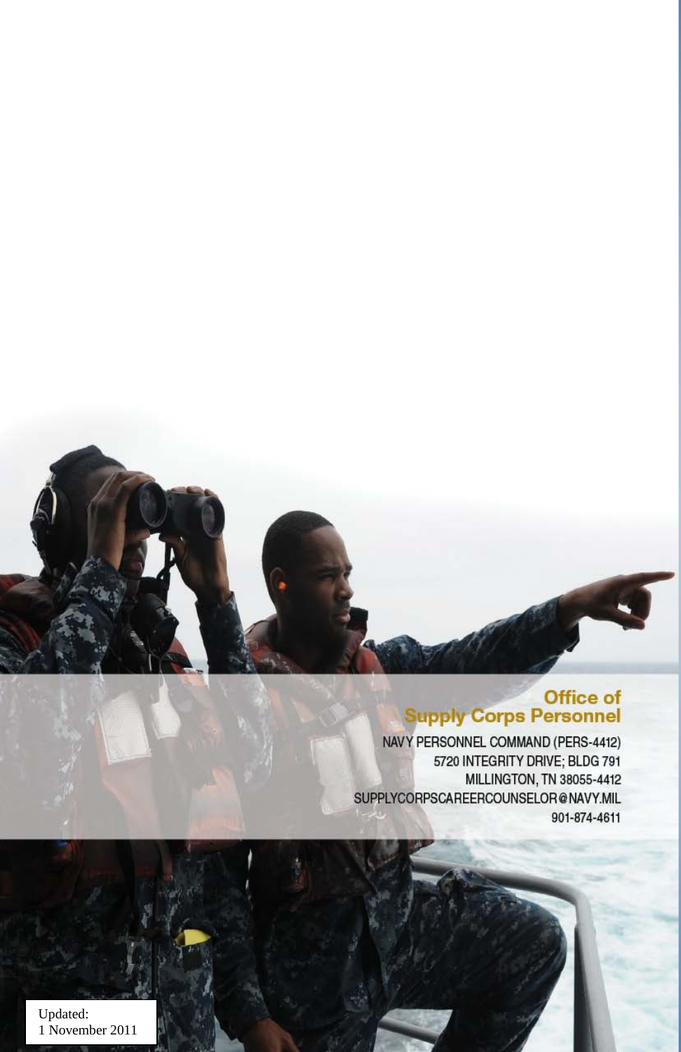## Office of Supply Corps Personnel

NAVY PERSONNEL COMMAND (PERS-4412)
5720 INTEGRITY DRIVE; BLDG 791
MILLINGTON, TN 38055-4412
SUPPLYCORPSCAREERCOUNSELOR@NAVY.MIL
901-874-4611

Updated:
1 November 2011